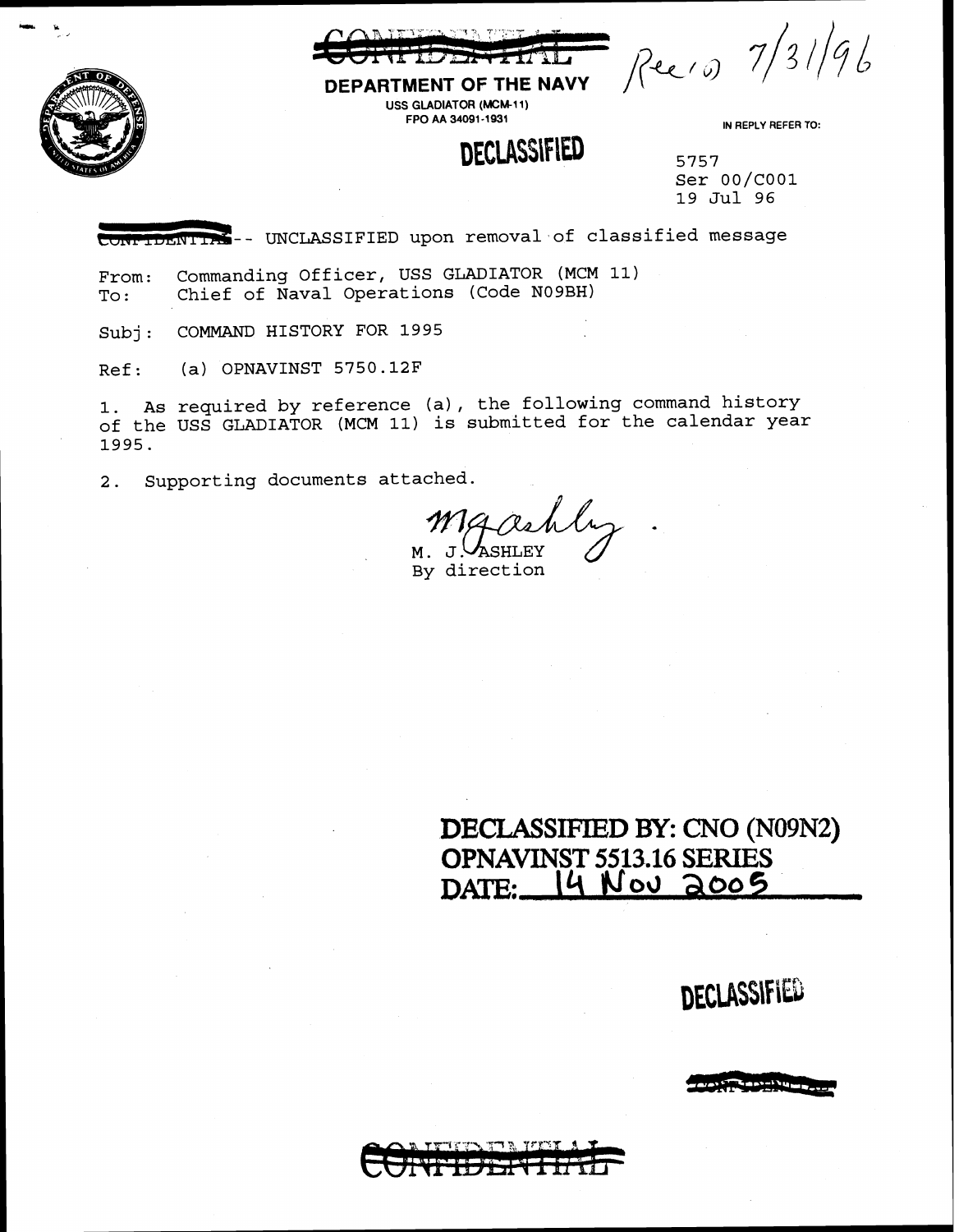~~CONFIDENTIAL~~

Rec'd 7/31/96

**DEPARTMENT OF THE NAVY**
USS GLADIATOR (MCM-11)
FPO AA 34091-1931

**DECLASSIFIED**

IN REPLY REFER TO:

5757
Ser 00/C001
19 Jul 96

~~CONFIDENTIAL~~ -- UNCLASSIFIED upon removal of classified message

From: Commanding Officer, USS GLADIATOR (MCM 11)
To: Chief of Naval Operations (Code N09BH)

Subj: COMMAND HISTORY FOR 1995

Ref: (a) OPNAVINST 5750.12F

1. As required by reference (a), the following command history of the USS GLADIATOR (MCM 11) is submitted for the calendar year 1995.

2. Supporting documents attached.

M. J. ASHLEY
By direction

**DECLASSIFIED BY: CNO (N09N2)**
**OPNAVINST 5513.16 SERIES**
**DATE: 14 Nov 2005**

**DECLASSIFIED**

~~CONFIDENTIAL~~

~~CONFIDENTIAL~~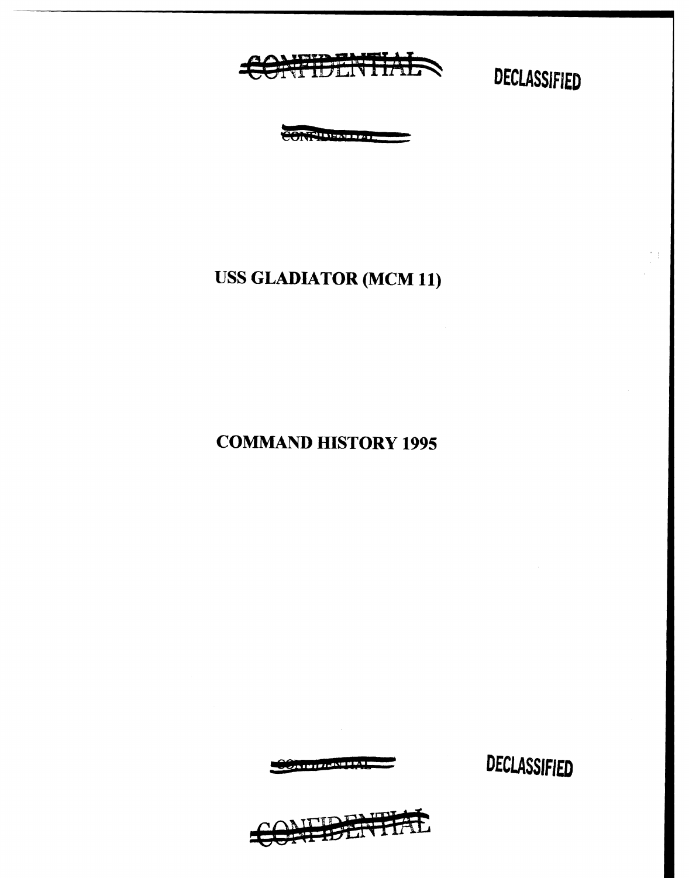CONFIDENTIAL DECLASSIFIED

CONFIDENTIAL

# USS GLADIATOR (MCM 11)

# COMMAND HISTORY 1995

CONFIDENTIAL DECLASSIFIED

CONFIDENTIAL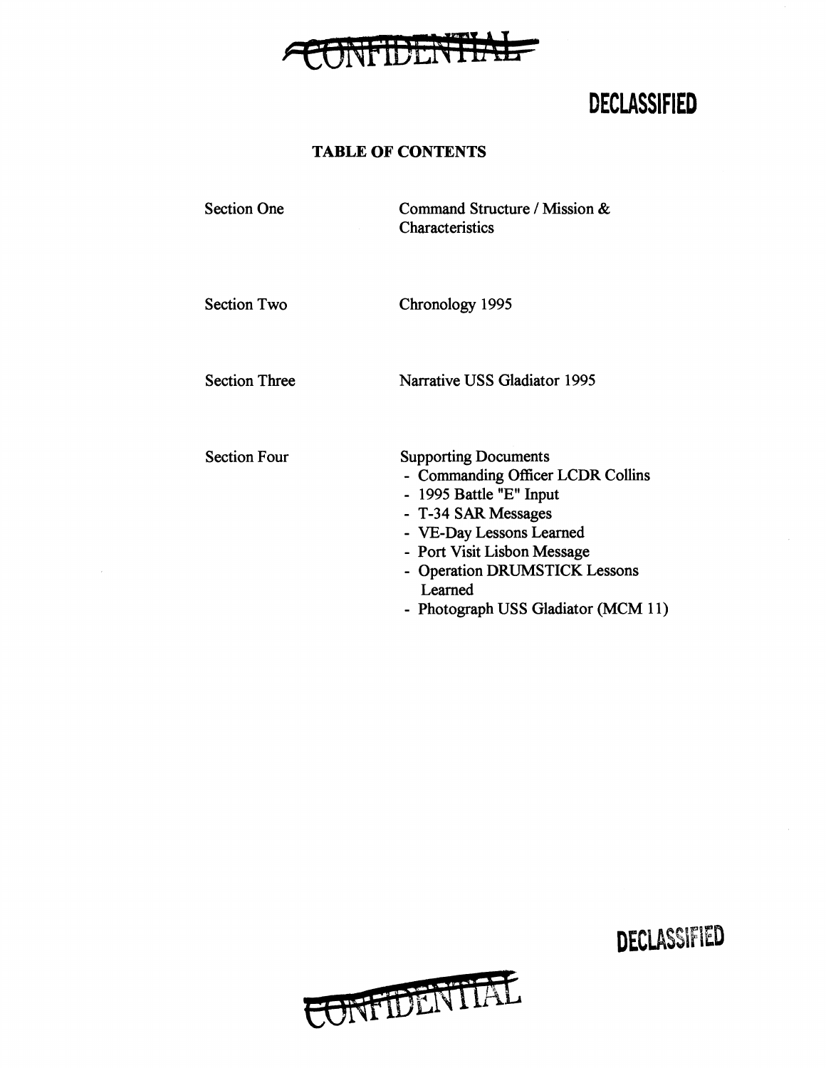CONFIDENTIAL

DECLASSIFIED

# TABLE OF CONTENTS

| | |
|---|---|
| Section One | Command Structure / Mission & Characteristics |
| Section Two | Chronology 1995 |
| Section Three | Narrative USS Gladiator 1995 |
| Section Four | Supporting Documents<br>- Commanding Officer LCDR Collins<br>- 1995 Battle "E" Input<br>- T-34 SAR Messages<br>- VE-Day Lessons Learned<br>- Port Visit Lisbon Message<br>- Operation DRUMSTICK Lessons Learned<br>- Photograph USS Gladiator (MCM 11) |

DECLASSIFIED

CONFIDENTIAL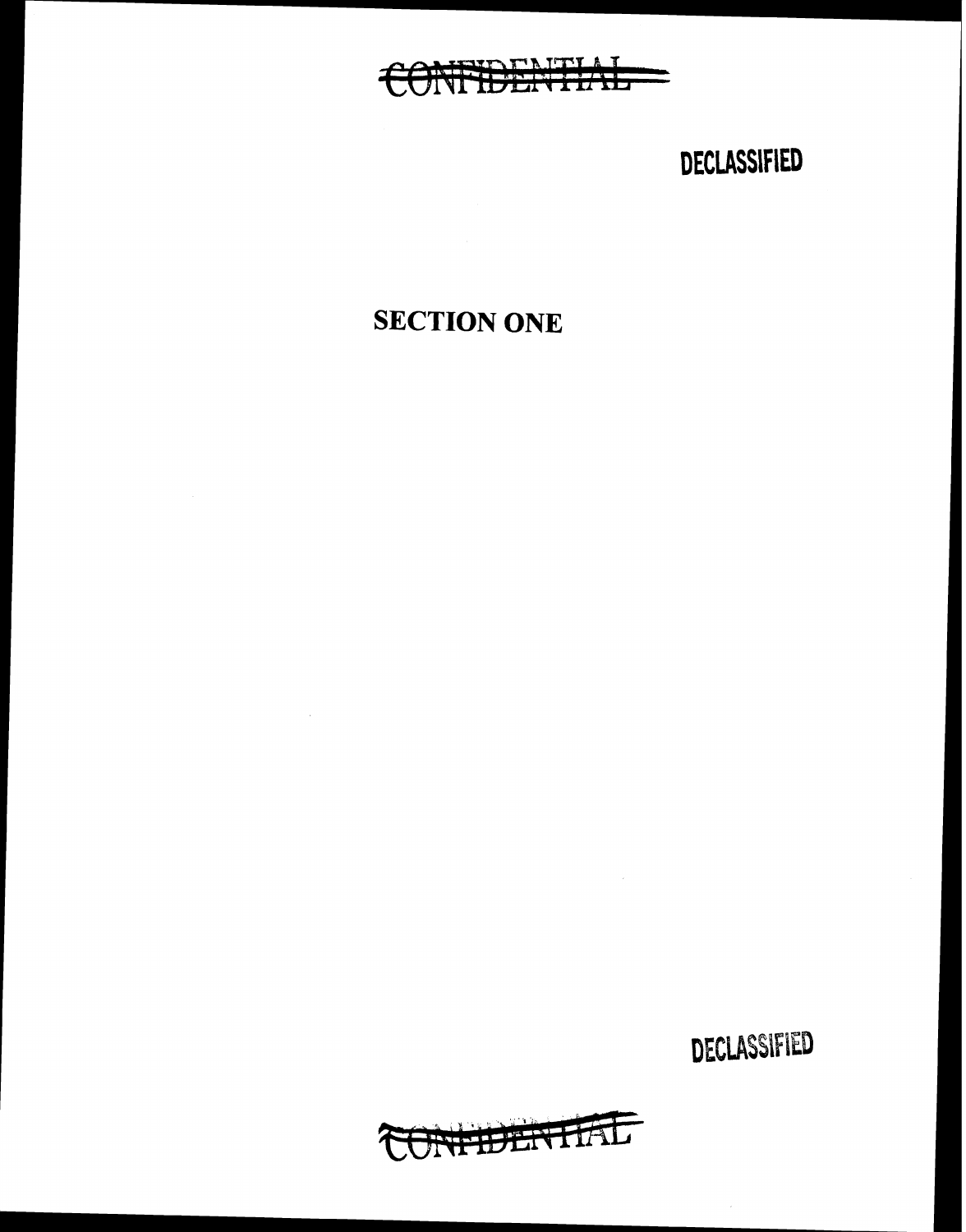~~CONFIDENTIAL~~

DECLASSIFIED

# SECTION ONE

DECLASSIFIED

~~CONFIDENTIAL~~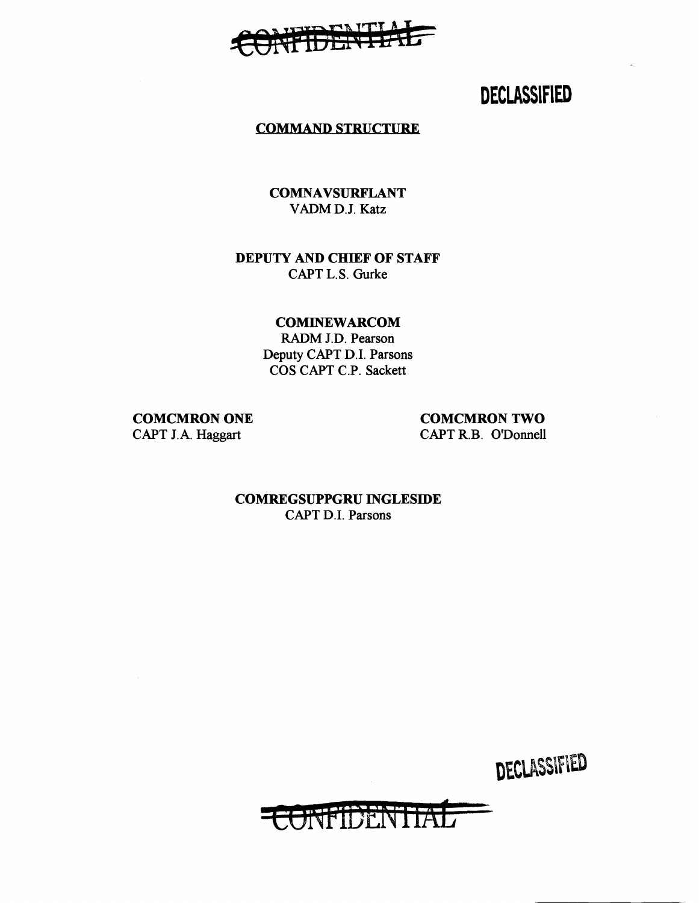CONFIDENTIAL

DECLASSIFIED

## COMMAND STRUCTURE

**COMNAVSURFLANT**
VADM D.J. Katz

**DEPUTY AND CHIEF OF STAFF**
CAPT L.S. Gurke

**COMINEWARCOM**
RADM J.D. Pearson
Deputy CAPT D.I. Parsons
COS CAPT C.P. Sackett

**COMCMRON ONE**
CAPT J.A. Haggart

**COMCMRON TWO**
CAPT R.B. O'Donnell

**COMREGSUPPGRU INGLESIDE**
CAPT D.I. Parsons

DECLASSIFIED

CONFIDENTIAL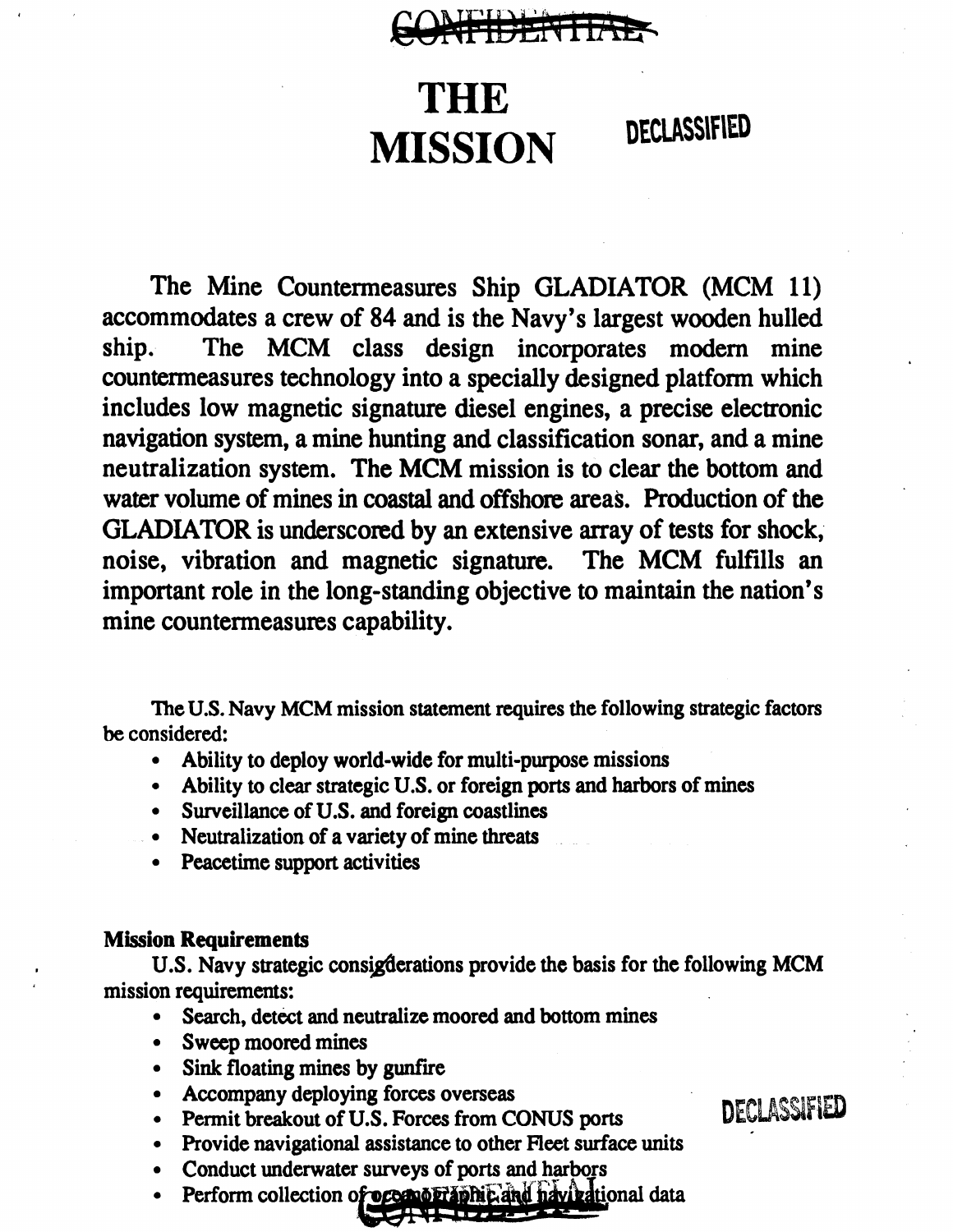# THE MISSION

The Mine Countermeasures Ship GLADIATOR (MCM 11) accommodates a crew of 84 and is the Navy's largest wooden hulled ship. The MCM class design incorporates modern mine countermeasures technology into a specially designed platform which includes low magnetic signature diesel engines, a precise electronic navigation system, a mine hunting and classification sonar, and a mine neutralization system. The MCM mission is to clear the bottom and water volume of mines in coastal and offshore areas. Production of the GLADIATOR is underscored by an extensive array of tests for shock, noise, vibration and magnetic signature. The MCM fulfills an important role in the long-standing objective to maintain the nation's mine countermeasures capability.

The U.S. Navy MCM mission statement requires the following strategic factors be considered:

- Ability to deploy world-wide for multi-purpose missions
- Ability to clear strategic U.S. or foreign ports and harbors of mines
- Surveillance of U.S. and foreign coastlines
- Neutralization of a variety of mine threats
- Peacetime support activities

**Mission Requirements**

U.S. Navy strategic considerations provide the basis for the following MCM mission requirements:

- Search, detect and neutralize moored and bottom mines
- Sweep moored mines
- Sink floating mines by gunfire
- Accompany deploying forces overseas
- Permit breakout of U.S. Forces from CONUS ports
- Provide navigational assistance to other Fleet surface units
- Conduct underwater surveys of ports and harbors
- Perform collection of oceanographic and navigational data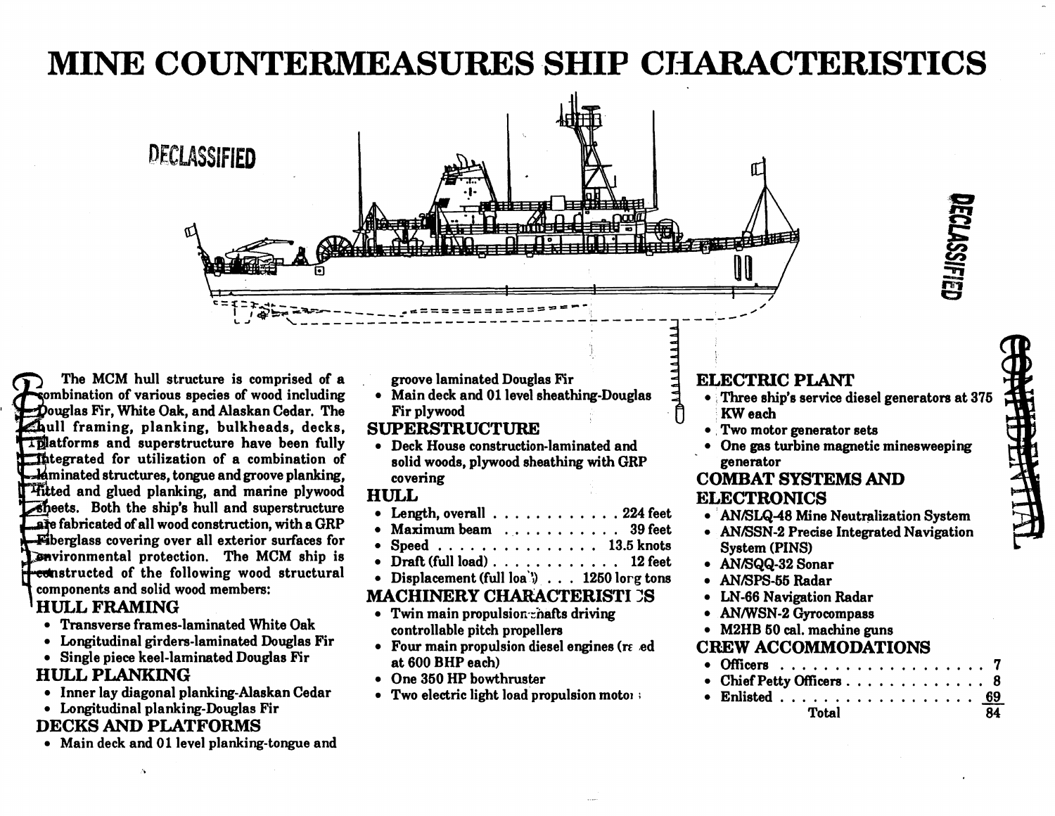# MINE COUNTERMEASURES SHIP CHARACTERISTICS

The MCM hull structure is comprised of a combination of various species of wood including Douglas Fir, White Oak, and Alaskan Cedar. The hull framing, planking, bulkheads, decks, platforms and superstructure have been fully integrated for utilization of a combination of laminated structures, tongue and groove planking, fitted and glued planking, and marine plywood sheets. Both the ship's hull and superstructure are fabricated of all wood construction, with a GRP Fiberglass covering over all exterior surfaces for environmental protection. The MCM ship is constructed of the following wood structural components and solid wood members:

## HULL FRAMING

- Transverse frames-laminated White Oak
- Longitudinal girders-laminated Douglas Fir
- Single piece keel-laminated Douglas Fir

## HULL PLANKING

- Inner lay diagonal planking-Alaskan Cedar
- Longitudinal planking-Douglas Fir

## DECKS AND PLATFORMS

- Main deck and 01 level planking-tongue and groove laminated Douglas Fir
- Main deck and 01 level sheathing-Douglas Fir plywood

## SUPERSTRUCTURE

- Deck House construction-laminated and solid woods, plywood sheathing with GRP covering

## HULL

- Length, overall . . . . . . . . . . . . 224 feet
- Maximum beam . . . . . . . . . . . 39 feet
- Speed . . . . . . . . . . . . . . . 13.5 knots
- Draft (full load) . . . . . . . . . . . . 12 feet
- Displacement (full load) . . . 1250 long tons

## MACHINERY CHARACTERISTICS

- Twin main propulsion shafts driving controllable pitch propellers
- Four main propulsion diesel engines (rated at 600 BHP each)
- One 350 HP bowthruster
- Two electric light load propulsion motors

## ELECTRIC PLANT

- Three ship's service diesel generators at 375 KW each
- Two motor generator sets
- One gas turbine magnetic minesweeping generator

## COMBAT SYSTEMS AND ELECTRONICS

- AN/SLQ-48 Mine Neutralization System
- AN/SSN-2 Precise Integrated Navigation System (PINS)
- AN/SQQ-32 Sonar
- AN/SPS-55 Radar
- LN-66 Navigation Radar
- AN/WSN-2 Gyrocompass
- M2HB 50 cal. machine guns

## CREW ACCOMMODATIONS

| | |
|---|---|
| Officers | 7 |
| Chief Petty Officers | 8 |
| Enlisted | 69 |
| Total | 84 |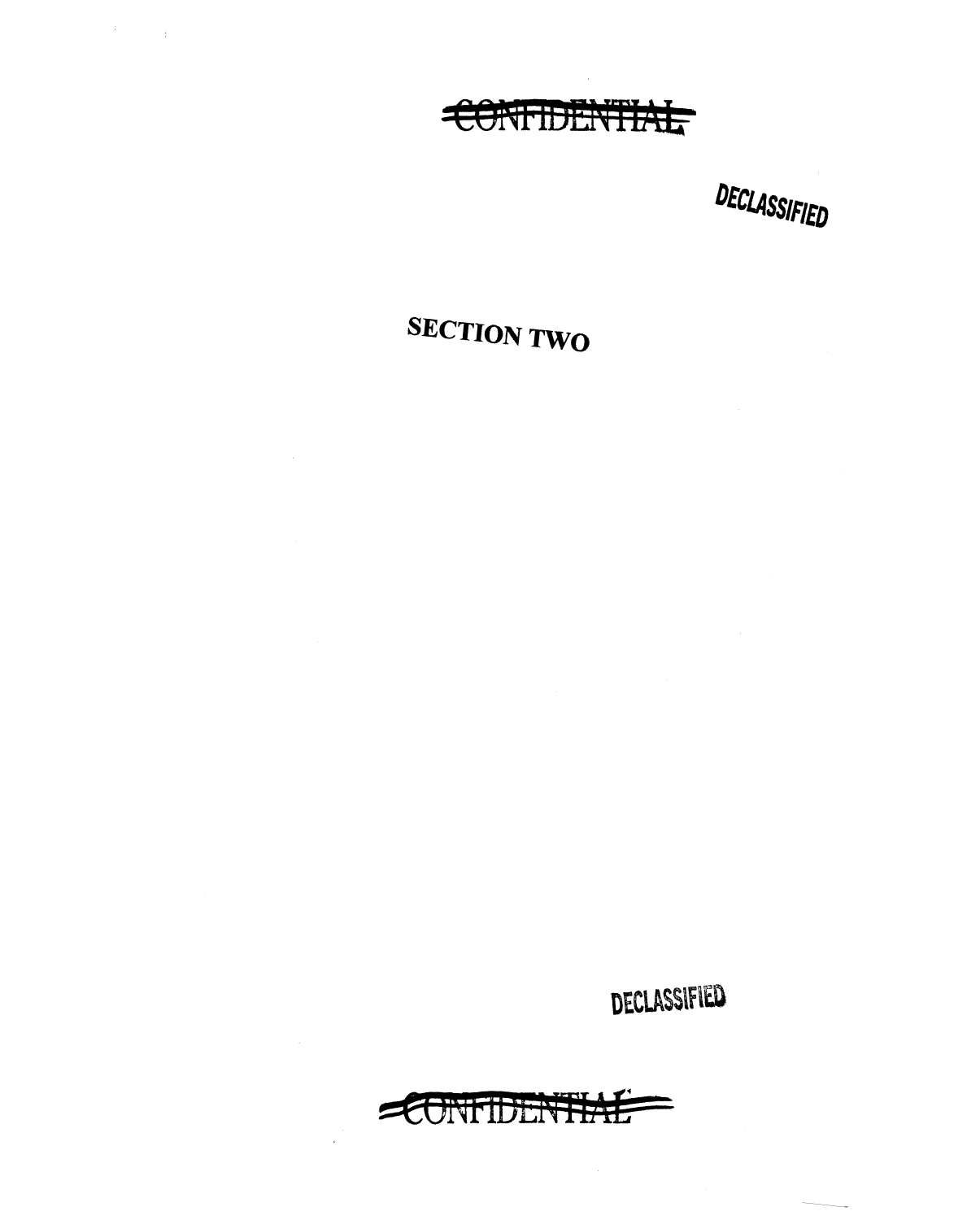# SECTION TWO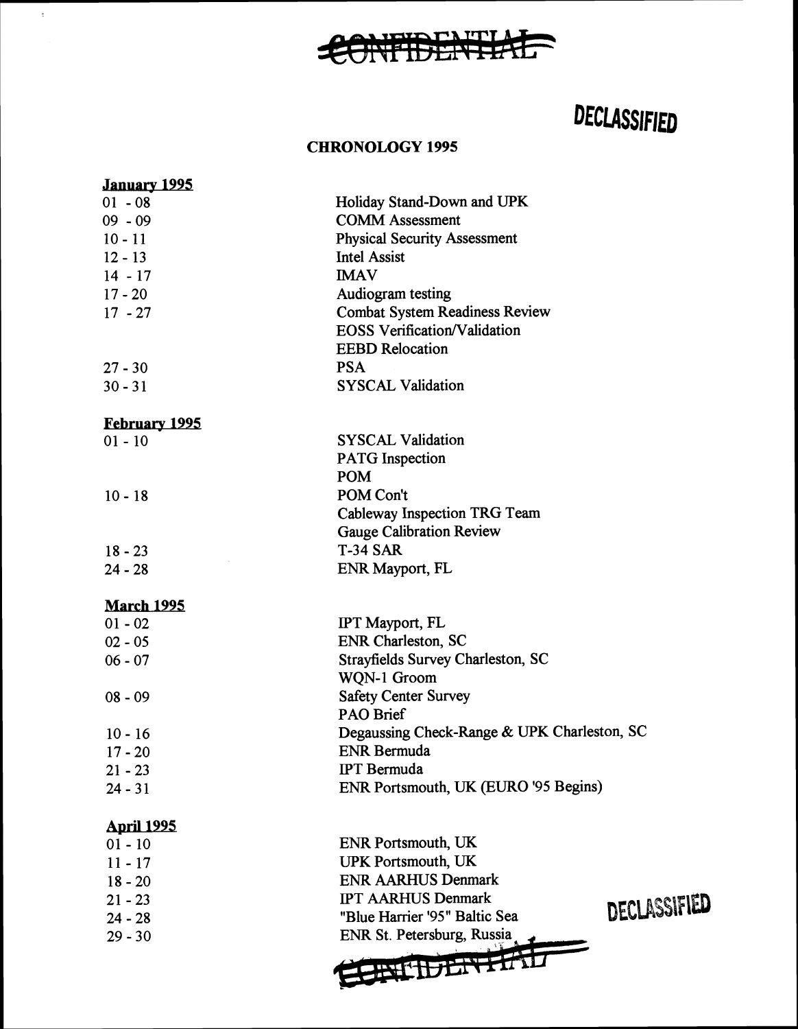~~CONFIDENTIAL~~

**DECLASSIFIED**

## CHRONOLOGY 1995

**January 1995**

| | |
|---|---|
| 01 - 08 | Holiday Stand-Down and UPK |
| 09 - 09 | COMM Assessment |
| 10 - 11 | Physical Security Assessment |
| 12 - 13 | Intel Assist |
| 14 - 17 | IMAV |
| 17 - 20 | Audiogram testing |
| 17 - 27 | Combat System Readiness Review |
| | EOSS Verification/Validation |
| | EEBD Relocation |
| 27 - 30 | PSA |
| 30 - 31 | SYSCAL Validation |

**February 1995**

| | |
|---|---|
| 01 - 10 | SYSCAL Validation |
| | PATG Inspection |
| | POM |
| 10 - 18 | POM Con't |
| | Cableway Inspection TRG Team |
| | Gauge Calibration Review |
| 18 - 23 | T-34 SAR |
| 24 - 28 | ENR Mayport, FL |

**March 1995**

| | |
|---|---|
| 01 - 02 | IPT Mayport, FL |
| 02 - 05 | ENR Charleston, SC |
| 06 - 07 | Strayfields Survey Charleston, SC |
| | WQN-1 Groom |
| 08 - 09 | Safety Center Survey |
| | PAO Brief |
| 10 - 16 | Degaussing Check-Range & UPK Charleston, SC |
| 17 - 20 | ENR Bermuda |
| 21 - 23 | IPT Bermuda |
| 24 - 31 | ENR Portsmouth, UK (EURO '95 Begins) |

**April 1995**

| | |
|---|---|
| 01 - 10 | ENR Portsmouth, UK |
| 11 - 17 | UPK Portsmouth, UK |
| 18 - 20 | ENR AARHUS Denmark |
| 21 - 23 | IPT AARHUS Denmark |
| 24 - 28 | "Blue Harrier '95" Baltic Sea |
| 29 - 30 | ENR St. Petersburg, Russia |

**DECLASSIFIED**

~~CONFIDENTIAL~~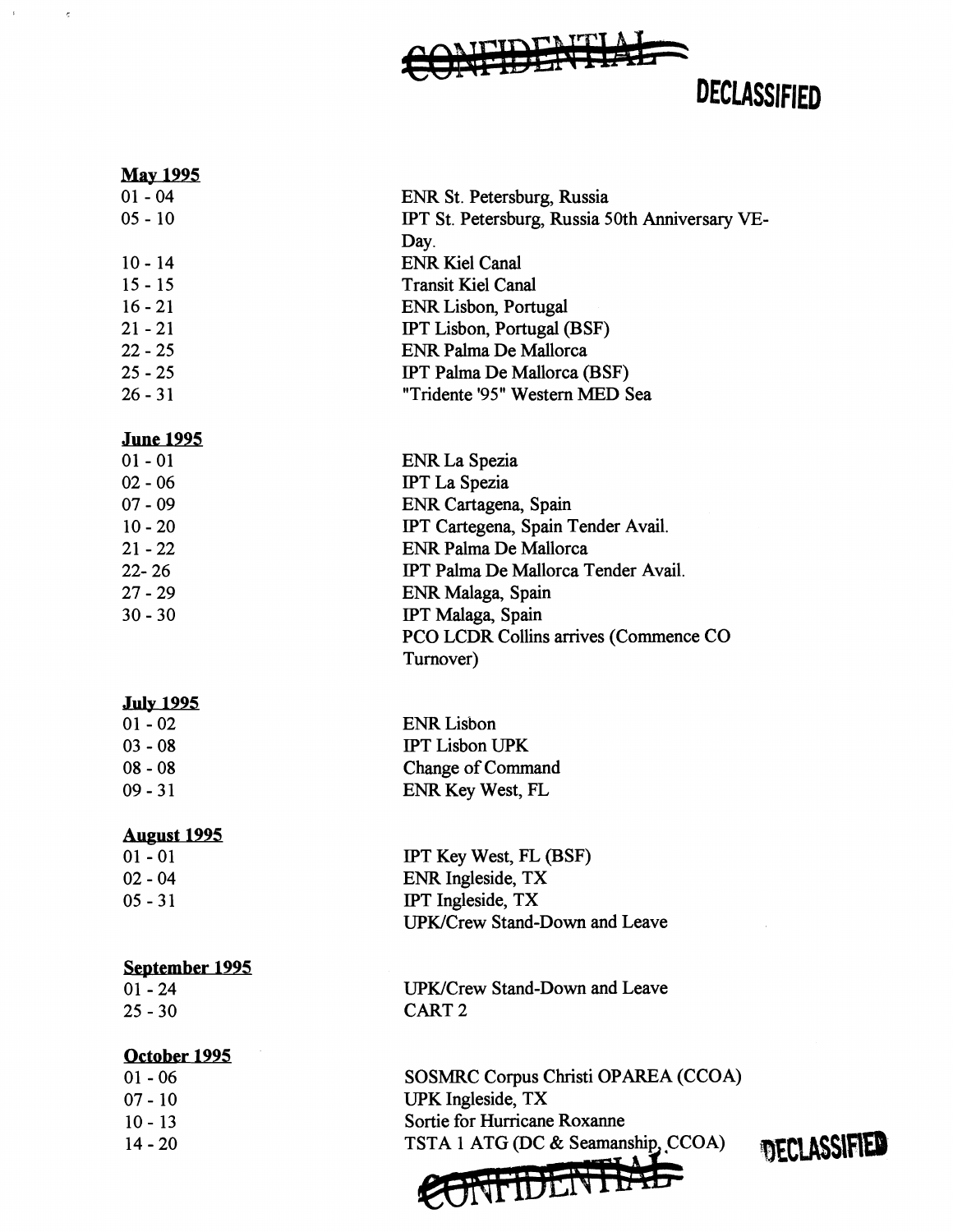~~CONFIDENTIAL~~

**DECLASSIFIED**

**May 1995**

| | |
|---|---|
| 01 - 04 | ENR St. Petersburg, Russia |
| 05 - 10 | IPT St. Petersburg, Russia 50th Anniversary VE-Day. |
| 10 - 14 | ENR Kiel Canal |
| 15 - 15 | Transit Kiel Canal |
| 16 - 21 | ENR Lisbon, Portugal |
| 21 - 21 | IPT Lisbon, Portugal (BSF) |
| 22 - 25 | ENR Palma De Mallorca |
| 25 - 25 | IPT Palma De Mallorca (BSF) |
| 26 - 31 | "Tridente '95" Western MED Sea |

**June 1995**

| | |
|---|---|
| 01 - 01 | ENR La Spezia |
| 02 - 06 | IPT La Spezia |
| 07 - 09 | ENR Cartagena, Spain |
| 10 - 20 | IPT Cartegena, Spain Tender Avail. |
| 21 - 22 | ENR Palma De Mallorca |
| 22- 26 | IPT Palma De Mallorca Tender Avail. |
| 27 - 29 | ENR Malaga, Spain |
| 30 - 30 | IPT Malaga, Spain<br>PCO LCDR Collins arrives (Commence CO Turnover) |

**July 1995**

| | |
|---|---|
| 01 - 02 | ENR Lisbon |
| 03 - 08 | IPT Lisbon UPK |
| 08 - 08 | Change of Command |
| 09 - 31 | ENR Key West, FL |

**August 1995**

| | |
|---|---|
| 01 - 01 | IPT Key West, FL (BSF) |
| 02 - 04 | ENR Ingleside, TX |
| 05 - 31 | IPT Ingleside, TX<br>UPK/Crew Stand-Down and Leave |

**September 1995**

| | |
|---|---|
| 01 - 24 | UPK/Crew Stand-Down and Leave |
| 25 - 30 | CART 2 |

**October 1995**

| | |
|---|---|
| 01 - 06 | SOSMRC Corpus Christi OPAREA (CCOA) |
| 07 - 10 | UPK Ingleside, TX |
| 10 - 13 | Sortie for Hurricane Roxanne |
| 14 - 20 | TSTA 1 ATG (DC & Seamanship, CCOA) |

**DECLASSIFIED**

~~CONFIDENTIAL~~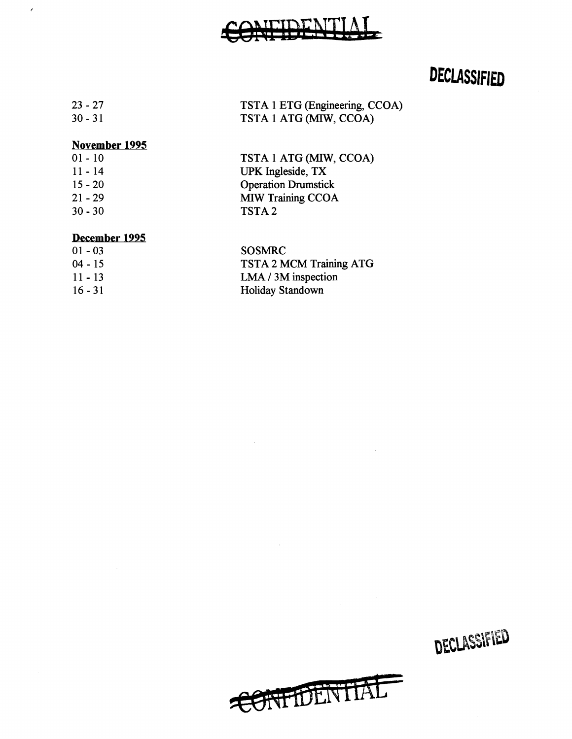CONFIDENTIAL

DECLASSIFIED

| | |
|---|---|
| 23 - 27 | TSTA 1 ETG (Engineering, CCOA) |
| 30 - 31 | TSTA 1 ATG (MIW, CCOA) |

**November 1995**

| | |
|---|---|
| 01 - 10 | TSTA 1 ATG (MIW, CCOA) |
| 11 - 14 | UPK Ingleside, TX |
| 15 - 20 | Operation Drumstick |
| 21 - 29 | MIW Training CCOA |
| 30 - 30 | TSTA 2 |

**December 1995**

| | |
|---|---|
| 01 - 03 | SOSMRC |
| 04 - 15 | TSTA 2 MCM Training ATG |
| 11 - 13 | LMA / 3M inspection |
| 16 - 31 | Holiday Standown |

DECLASSIFIED

CONFIDENTIAL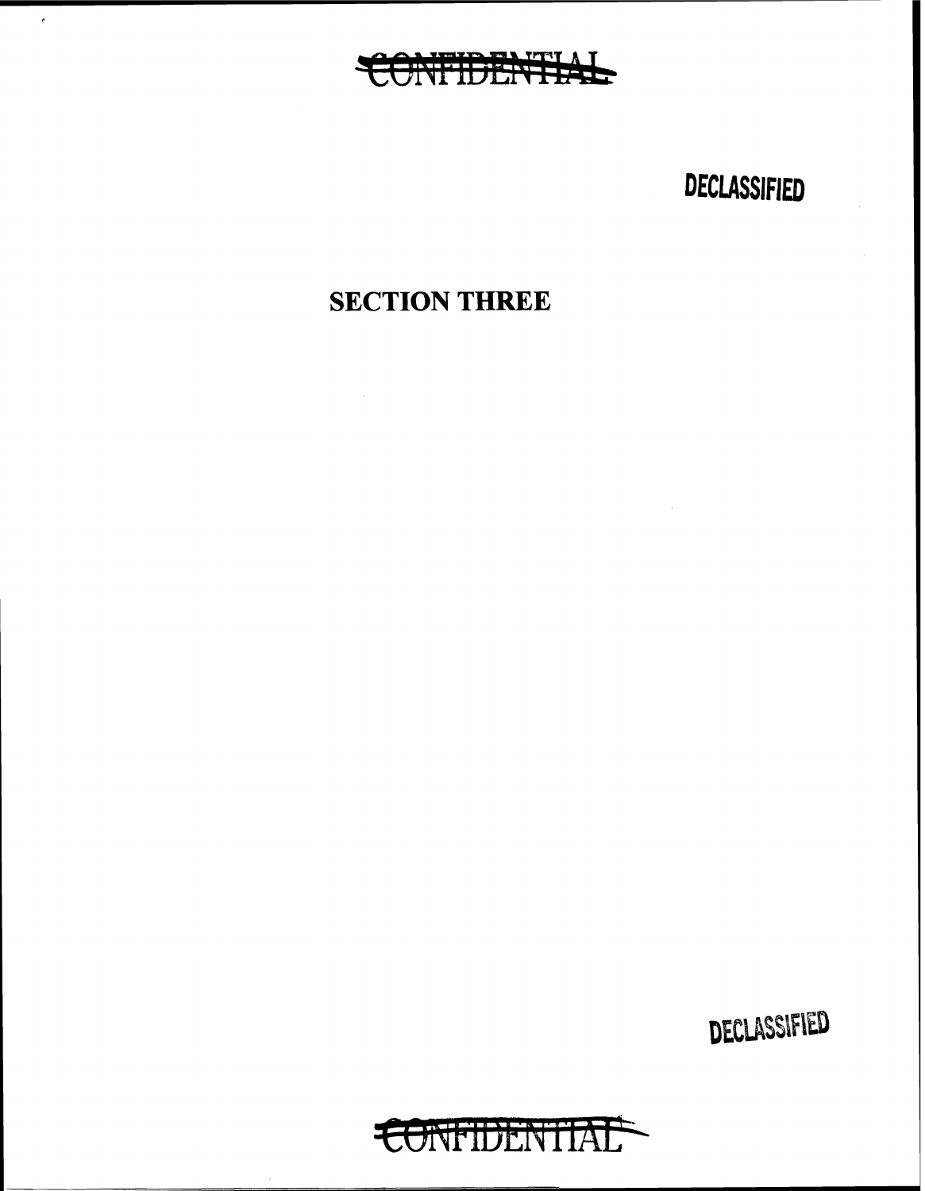~~CONFIDENTIAL~~

DECLASSIFIED

# SECTION THREE

DECLASSIFIED

~~CONFIDENTIAL~~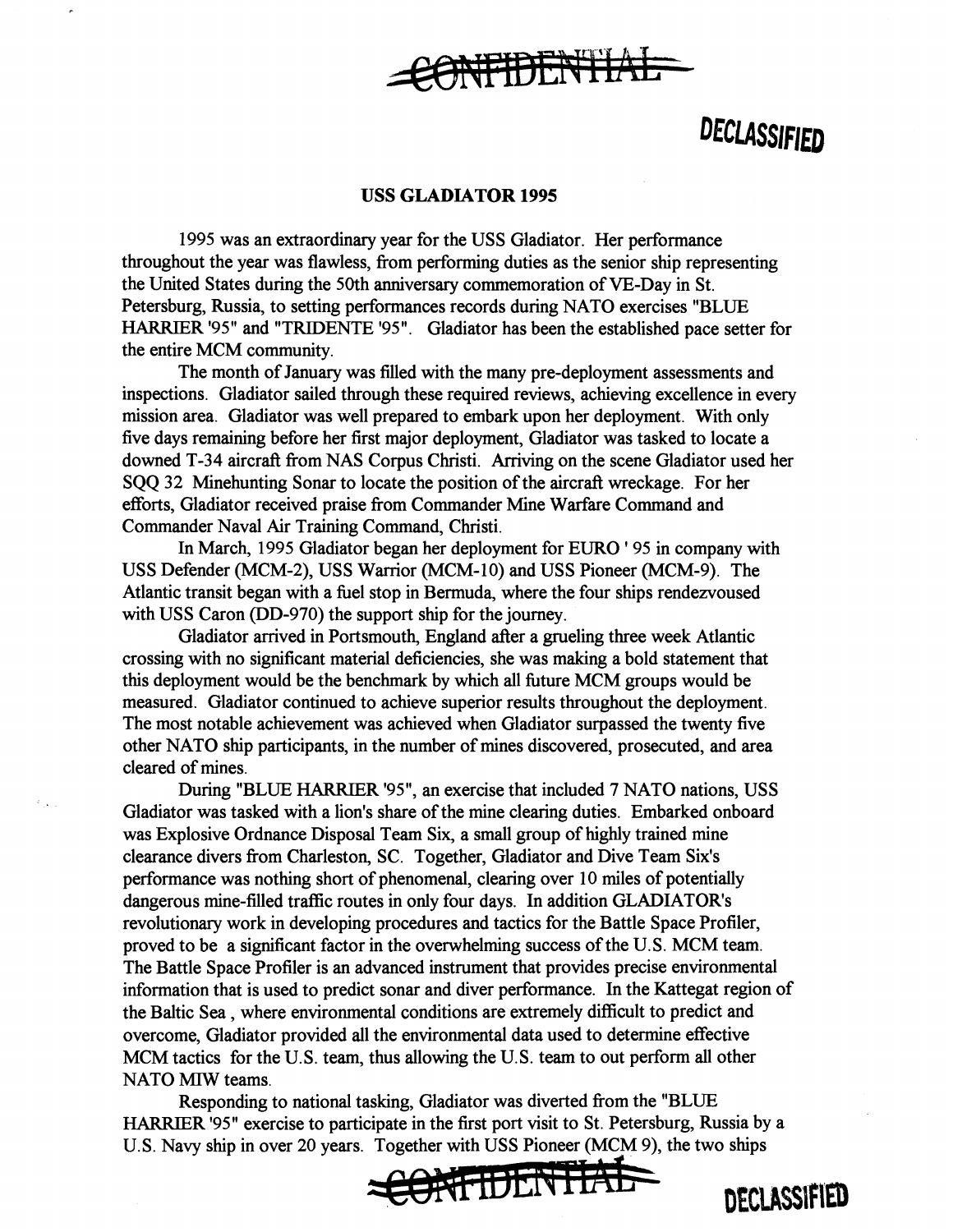~~CONFIDENTIAL~~

**DECLASSIFIED**

**USS GLADIATOR 1995**

1995 was an extraordinary year for the USS Gladiator. Her performance throughout the year was flawless, from performing duties as the senior ship representing the United States during the 50th anniversary commemoration of VE-Day in St. Petersburg, Russia, to setting performances records during NATO exercises "BLUE HARRIER '95" and "TRIDENTE '95". Gladiator has been the established pace setter for the entire MCM community.

The month of January was filled with the many pre-deployment assessments and inspections. Gladiator sailed through these required reviews, achieving excellence in every mission area. Gladiator was well prepared to embark upon her deployment. With only five days remaining before her first major deployment, Gladiator was tasked to locate a downed T-34 aircraft from NAS Corpus Christi. Arriving on the scene Gladiator used her SQQ 32 Minehunting Sonar to locate the position of the aircraft wreckage. For her efforts, Gladiator received praise from Commander Mine Warfare Command and Commander Naval Air Training Command, Christi.

In March, 1995 Gladiator began her deployment for EURO ' 95 in company with USS Defender (MCM-2), USS Warrior (MCM-10) and USS Pioneer (MCM-9). The Atlantic transit began with a fuel stop in Bermuda, where the four ships rendezvoused with USS Caron (DD-970) the support ship for the journey.

Gladiator arrived in Portsmouth, England after a grueling three week Atlantic crossing with no significant material deficiencies, she was making a bold statement that this deployment would be the benchmark by which all future MCM groups would be measured. Gladiator continued to achieve superior results throughout the deployment. The most notable achievement was achieved when Gladiator surpassed the twenty five other NATO ship participants, in the number of mines discovered, prosecuted, and area cleared of mines.

During "BLUE HARRIER '95", an exercise that included 7 NATO nations, USS Gladiator was tasked with a lion's share of the mine clearing duties. Embarked onboard was Explosive Ordnance Disposal Team Six, a small group of highly trained mine clearance divers from Charleston, SC. Together, Gladiator and Dive Team Six's performance was nothing short of phenomenal, clearing over 10 miles of potentially dangerous mine-filled traffic routes in only four days. In addition GLADIATOR's revolutionary work in developing procedures and tactics for the Battle Space Profiler, proved to be a significant factor in the overwhelming success of the U.S. MCM team. The Battle Space Profiler is an advanced instrument that provides precise environmental information that is used to predict sonar and diver performance. In the Kattegat region of the Baltic Sea , where environmental conditions are extremely difficult to predict and overcome, Gladiator provided all the environmental data used to determine effective MCM tactics for the U.S. team, thus allowing the U.S. team to out perform all other NATO MIW teams.

Responding to national tasking, Gladiator was diverted from the "BLUE HARRIER '95" exercise to participate in the first port visit to St. Petersburg, Russia by a U.S. Navy ship in over 20 years. Together with USS Pioneer (MCM 9), the two ships

~~CONFIDENTIAL~~ **DECLASSIFIED**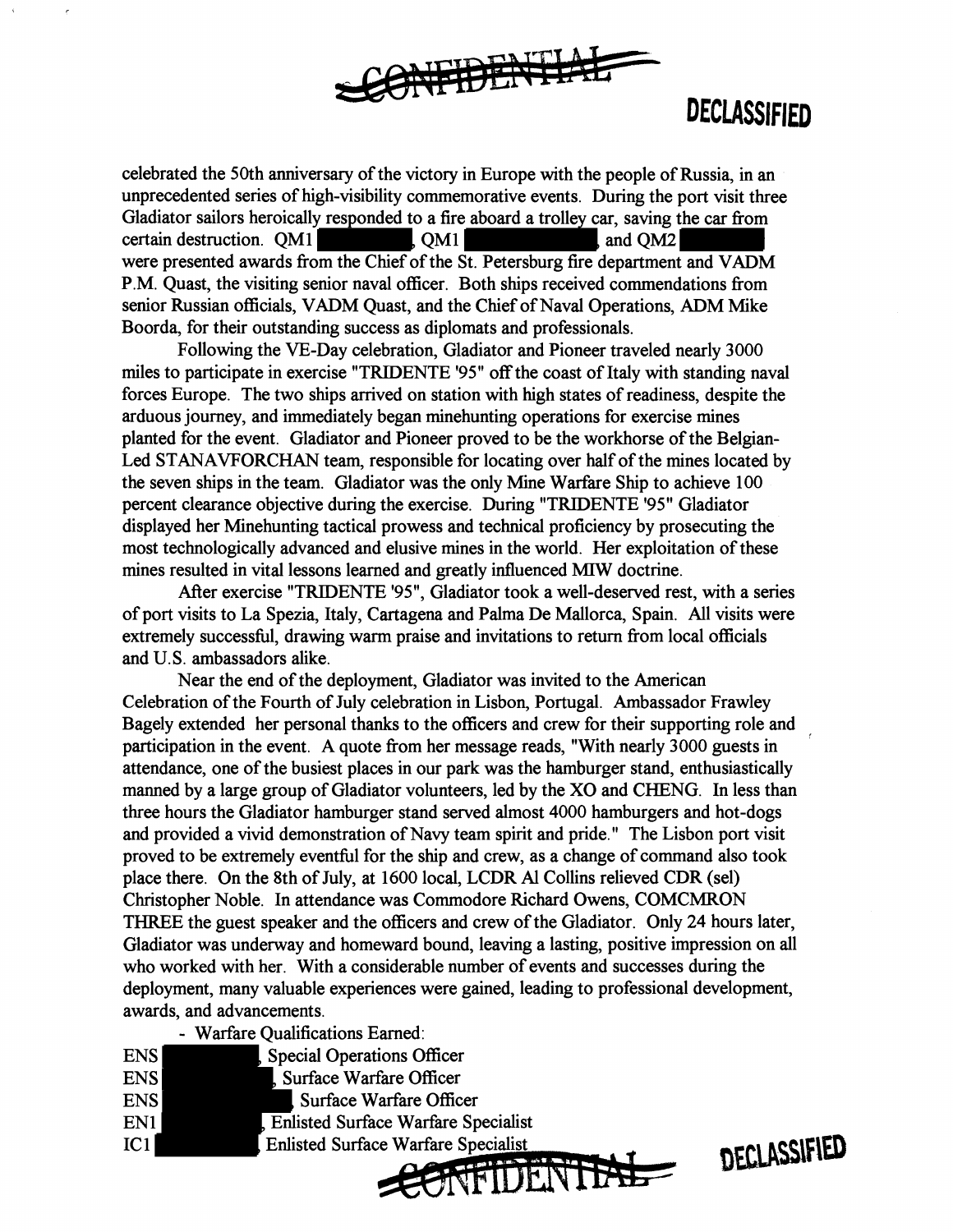celebrated the 50th anniversary of the victory in Europe with the people of Russia, in an unprecedented series of high-visibility commemorative events. During the port visit three Gladiator sailors heroically responded to a fire aboard a trolley car, saving the car from certain destruction. QM1 [REDACTED], QM1 [REDACTED], and QM2 [REDACTED] were presented awards from the Chief of the St. Petersburg fire department and VADM P.M. Quast, the visiting senior naval officer. Both ships received commendations from senior Russian officials, VADM Quast, and the Chief of Naval Operations, ADM Mike Boorda, for their outstanding success as diplomats and professionals.

Following the VE-Day celebration, Gladiator and Pioneer traveled nearly 3000 miles to participate in exercise "TRIDENTE '95" off the coast of Italy with standing naval forces Europe. The two ships arrived on station with high states of readiness, despite the arduous journey, and immediately began minehunting operations for exercise mines planted for the event. Gladiator and Pioneer proved to be the workhorse of the Belgian-Led STANAVFORCHAN team, responsible for locating over half of the mines located by the seven ships in the team. Gladiator was the only Mine Warfare Ship to achieve 100 percent clearance objective during the exercise. During "TRIDENTE '95" Gladiator displayed her Minehunting tactical prowess and technical proficiency by prosecuting the most technologically advanced and elusive mines in the world. Her exploitation of these mines resulted in vital lessons learned and greatly influenced MIW doctrine.

After exercise "TRIDENTE '95", Gladiator took a well-deserved rest, with a series of port visits to La Spezia, Italy, Cartagena and Palma De Mallorca, Spain. All visits were extremely successful, drawing warm praise and invitations to return from local officials and U.S. ambassadors alike.

Near the end of the deployment, Gladiator was invited to the American Celebration of the Fourth of July celebration in Lisbon, Portugal. Ambassador Frawley Bagely extended her personal thanks to the officers and crew for their supporting role and participation in the event. A quote from her message reads, "With nearly 3000 guests in attendance, one of the busiest places in our park was the hamburger stand, enthusiastically manned by a large group of Gladiator volunteers, led by the XO and CHENG. In less than three hours the Gladiator hamburger stand served almost 4000 hamburgers and hot-dogs and provided a vivid demonstration of Navy team spirit and pride." The Lisbon port visit proved to be extremely eventful for the ship and crew, as a change of command also took place there. On the 8th of July, at 1600 local, LCDR Al Collins relieved CDR (sel) Christopher Noble. In attendance was Commodore Richard Owens, COMCMRON THREE the guest speaker and the officers and crew of the Gladiator. Only 24 hours later, Gladiator was underway and homeward bound, leaving a lasting, positive impression on all who worked with her. With a considerable number of events and successes during the deployment, many valuable experiences were gained, leading to professional development, awards, and advancements.

- Warfare Qualifications Earned:

ENS [REDACTED], Special Operations Officer
ENS [REDACTED], Surface Warfare Officer
ENS [REDACTED], Surface Warfare Officer
EN1 [REDACTED], Enlisted Surface Warfare Specialist
IC1 [REDACTED], Enlisted Surface Warfare Specialist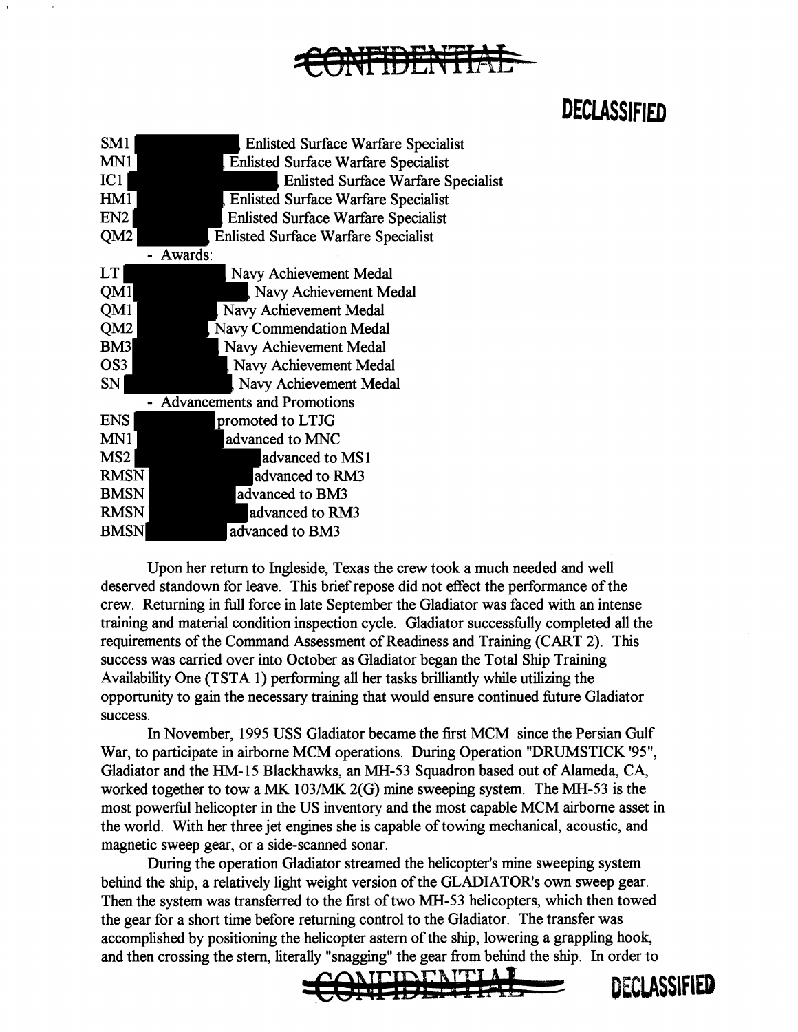CONFIDENTIAL

DECLASSIFIED

SM1 [redacted], Enlisted Surface Warfare Specialist
MN1 [redacted], Enlisted Surface Warfare Specialist
IC1 [redacted], Enlisted Surface Warfare Specialist
HM1 [redacted], Enlisted Surface Warfare Specialist
EN2 [redacted] Enlisted Surface Warfare Specialist
QM2 [redacted], Enlisted Surface Warfare Specialist

- Awards:

LT [redacted] Navy Achievement Medal
QM1 [redacted], Navy Achievement Medal
QM1 [redacted], Navy Achievement Medal
QM2 [redacted], Navy Commendation Medal
BM3 [redacted], Navy Achievement Medal
OS3 [redacted], Navy Achievement Medal
SN [redacted], Navy Achievement Medal

- Advancements and Promotions

ENS [redacted] promoted to LTJG
MN1 [redacted] advanced to MNC
MS2 [redacted] advanced to MS1
RMSN [redacted] advanced to RM3
BMSN [redacted] advanced to BM3
RMSN [redacted] advanced to RM3
BMSN [redacted] advanced to BM3

Upon her return to Ingleside, Texas the crew took a much needed and well deserved standown for leave. This brief repose did not effect the performance of the crew. Returning in full force in late September the Gladiator was faced with an intense training and material condition inspection cycle. Gladiator successfully completed all the requirements of the Command Assessment of Readiness and Training (CART 2). This success was carried over into October as Gladiator began the Total Ship Training Availability One (TSTA 1) performing all her tasks brilliantly while utilizing the opportunity to gain the necessary training that would ensure continued future Gladiator success.

In November, 1995 USS Gladiator became the first MCM since the Persian Gulf War, to participate in airborne MCM operations. During Operation "DRUMSTICK '95", Gladiator and the HM-15 Blackhawks, an MH-53 Squadron based out of Alameda, CA, worked together to tow a MK 103/MK 2(G) mine sweeping system. The MH-53 is the most powerful helicopter in the US inventory and the most capable MCM airborne asset in the world. With her three jet engines she is capable of towing mechanical, acoustic, and magnetic sweep gear, or a side-scanned sonar.

During the operation Gladiator streamed the helicopter's mine sweeping system behind the ship, a relatively light weight version of the GLADIATOR's own sweep gear. Then the system was transferred to the first of two MH-53 helicopters, which then towed the gear for a short time before returning control to the Gladiator. The transfer was accomplished by positioning the helicopter astern of the ship, lowering a grappling hook, and then crossing the stern, literally "snagging" the gear from behind the ship. In order to

CONFIDENTIAL DECLASSIFIED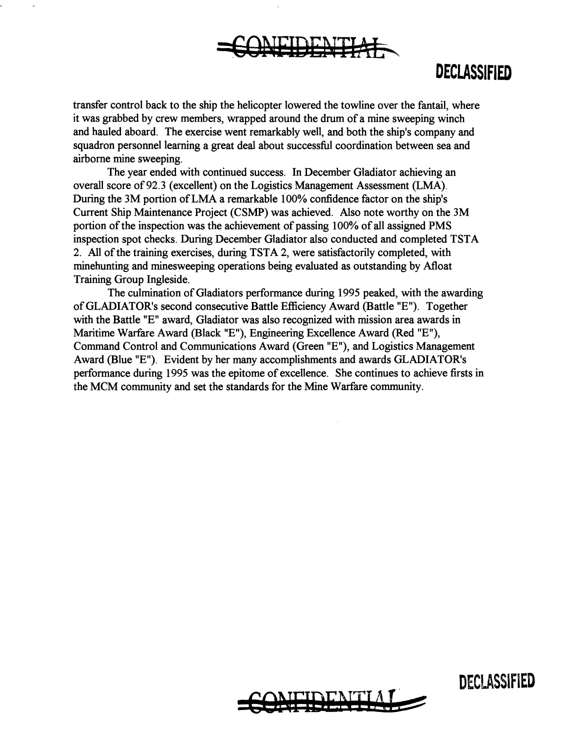transfer control back to the ship the helicopter lowered the towline over the fantail, where it was grabbed by crew members, wrapped around the drum of a mine sweeping winch and hauled aboard. The exercise went remarkably well, and both the ship's company and squadron personnel learning a great deal about successful coordination between sea and airborne mine sweeping.

The year ended with continued success. In December Gladiator achieving an overall score of 92.3 (excellent) on the Logistics Management Assessment (LMA). During the 3M portion of LMA a remarkable 100% confidence factor on the ship's Current Ship Maintenance Project (CSMP) was achieved. Also note worthy on the 3M portion of the inspection was the achievement of passing 100% of all assigned PMS inspection spot checks. During December Gladiator also conducted and completed TSTA 2. All of the training exercises, during TSTA 2, were satisfactorily completed, with minehunting and minesweeping operations being evaluated as outstanding by Afloat Training Group Ingleside.

The culmination of Gladiators performance during 1995 peaked, with the awarding of GLADIATOR's second consecutive Battle Efficiency Award (Battle "E"). Together with the Battle "E" award, Gladiator was also recognized with mission area awards in Maritime Warfare Award (Black "E"), Engineering Excellence Award (Red "E"), Command Control and Communications Award (Green "E"), and Logistics Management Award (Blue "E"). Evident by her many accomplishments and awards GLADIATOR's performance during 1995 was the epitome of excellence. She continues to achieve firsts in the MCM community and set the standards for the Mine Warfare community.